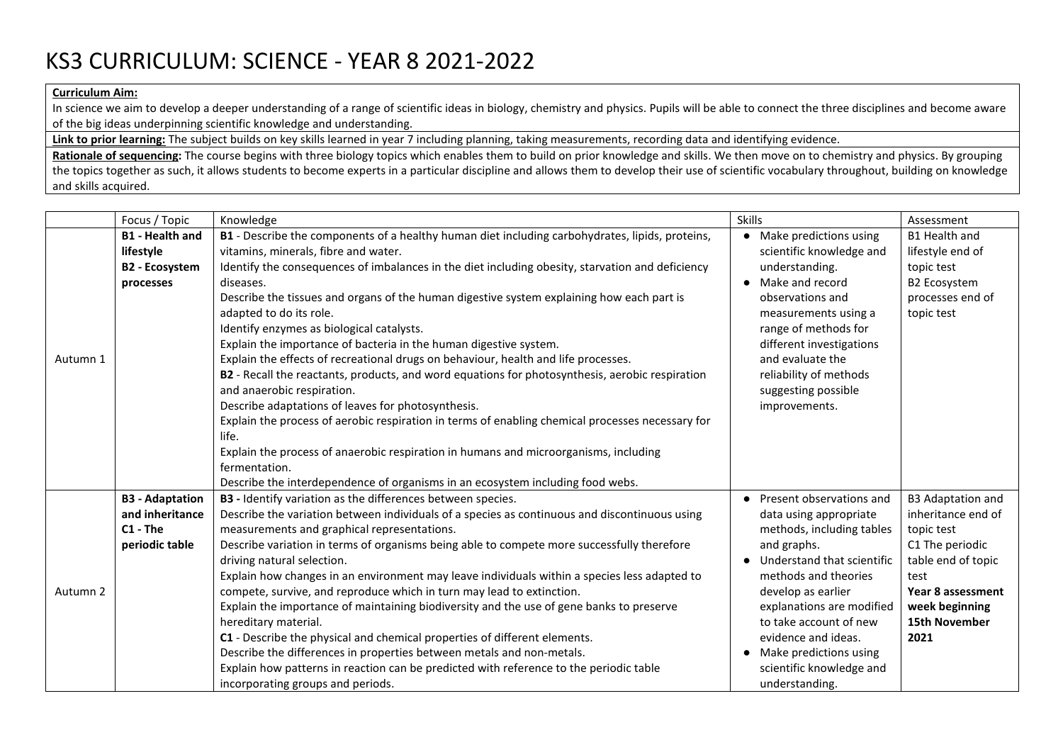# KS3 CURRICULUM: SCIENCE - YEAR 8 2021-2022

**Curriculum Aim:**
In science we aim to develop a deeper understanding of a range of scientific ideas in biology, chemistry and physics. Pupils will be able to connect the three disciplines and become aware of the big ideas underpinning scientific knowledge and understanding.

**Link to prior learning:** The subject builds on key skills learned in year 7 including planning, taking measurements, recording data and identifying evidence.

**Rationale of sequencing:** The course begins with three biology topics which enables them to build on prior knowledge and skills. We then move on to chemistry and physics. By grouping the topics together as such, it allows students to become experts in a particular discipline and allows them to develop their use of scientific vocabulary throughout, building on knowledge and skills acquired.

| | Focus / Topic | Knowledge | Skills | Assessment |
|---|---|---|---|---|
| Autumn 1 | **B1 - Health and lifestyle**<br>**B2 - Ecosystem processes** | **B1** - Describe the components of a healthy human diet including carbohydrates, lipids, proteins, vitamins, minerals, fibre and water.<br>Identify the consequences of imbalances in the diet including obesity, starvation and deficiency diseases.<br>Describe the tissues and organs of the human digestive system explaining how each part is adapted to do its role.<br>Identify enzymes as biological catalysts.<br>Explain the importance of bacteria in the human digestive system.<br>Explain the effects of recreational drugs on behaviour, health and life processes.<br>**B2** - Recall the reactants, products, and word equations for photosynthesis, aerobic respiration and anaerobic respiration.<br>Describe adaptations of leaves for photosynthesis.<br>Explain the process of aerobic respiration in terms of enabling chemical processes necessary for life.<br>Explain the process of anaerobic respiration in humans and microorganisms, including fermentation.<br>Describe the interdependence of organisms in an ecosystem including food webs. | • Make predictions using scientific knowledge and understanding.<br>• Make and record observations and measurements using a range of methods for different investigations and evaluate the reliability of methods suggesting possible improvements. | B1 Health and lifestyle end of topic test<br>B2 Ecosystem processes end of topic test |
| Autumn 2 | **B3 - Adaptation and inheritance**<br>**C1 - The periodic table** | **B3 -** Identify variation as the differences between species.<br>Describe the variation between individuals of a species as continuous and discontinuous using measurements and graphical representations.<br>Describe variation in terms of organisms being able to compete more successfully therefore driving natural selection.<br>Explain how changes in an environment may leave individuals within a species less adapted to compete, survive, and reproduce which in turn may lead to extinction.<br>Explain the importance of maintaining biodiversity and the use of gene banks to preserve hereditary material.<br>**C1** - Describe the physical and chemical properties of different elements.<br>Describe the differences in properties between metals and non-metals.<br>Explain how patterns in reaction can be predicted with reference to the periodic table incorporating groups and periods. | • Present observations and data using appropriate methods, including tables and graphs.<br>• Understand that scientific methods and theories develop as earlier explanations are modified to take account of new evidence and ideas.<br>• Make predictions using scientific knowledge and understanding. | B3 Adaptation and inheritance end of topic test<br>C1 The periodic table end of topic test<br>**Year 8 assessment week beginning 15th November 2021** |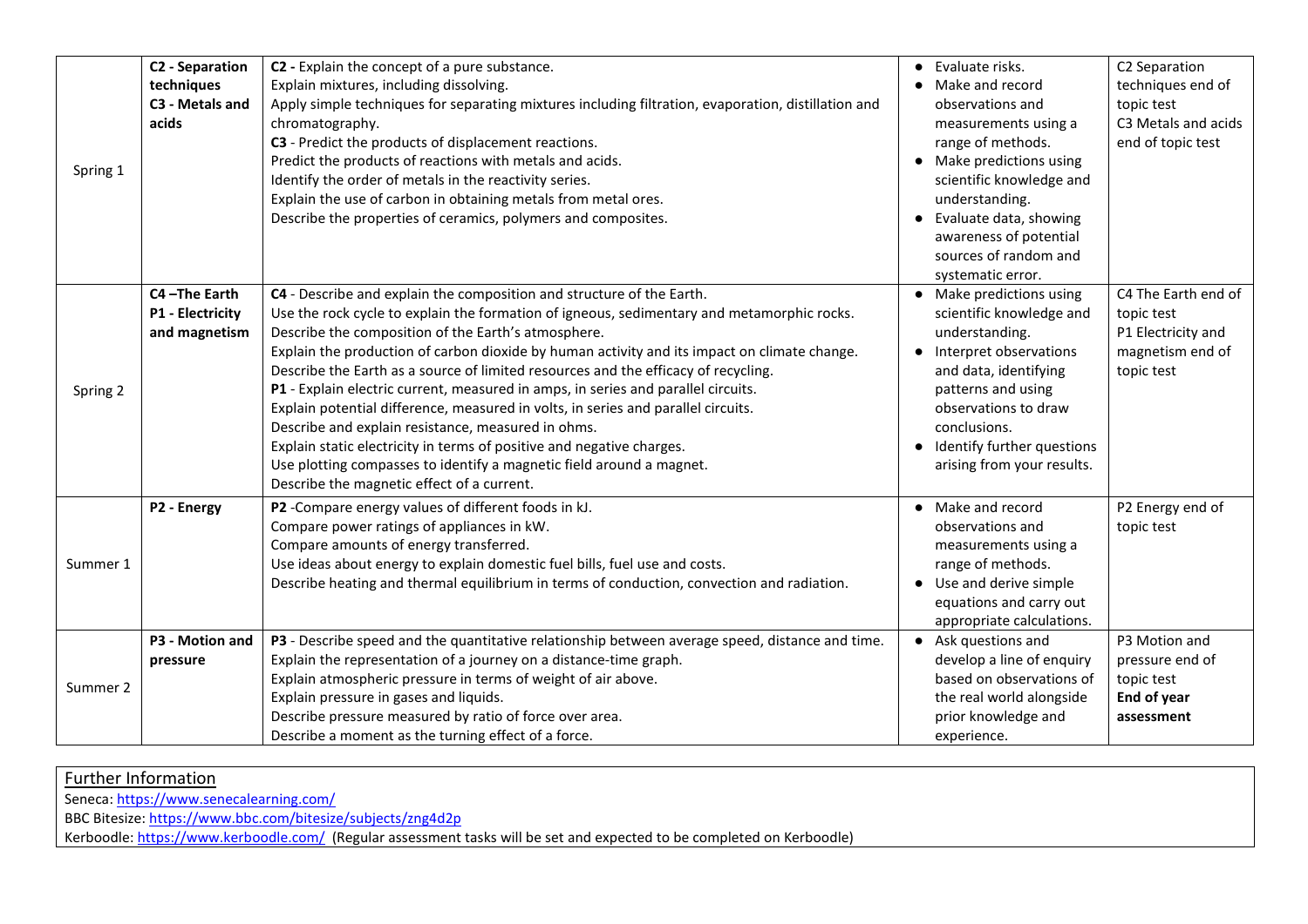| | | | | |
|---|---|---|---|---|
| Spring 1 | **C2 - Separation techniques**<br>**C3 - Metals and acids** | **C2** - Explain the concept of a pure substance.<br>Explain mixtures, including dissolving.<br>Apply simple techniques for separating mixtures including filtration, evaporation, distillation and chromatography.<br>**C3** - Predict the products of displacement reactions.<br>Predict the products of reactions with metals and acids.<br>Identify the order of metals in the reactivity series.<br>Explain the use of carbon in obtaining metals from metal ores.<br>Describe the properties of ceramics, polymers and composites. | • Evaluate risks.<br>• Make and record observations and measurements using a range of methods.<br>• Make predictions using scientific knowledge and understanding.<br>• Evaluate data, showing awareness of potential sources of random and systematic error. | C2 Separation techniques end of topic test<br>C3 Metals and acids end of topic test |
| Spring 2 | **C4 –The Earth**<br>**P1 - Electricity and magnetism** | **C4** - Describe and explain the composition and structure of the Earth.<br>Use the rock cycle to explain the formation of igneous, sedimentary and metamorphic rocks.<br>Describe the composition of the Earth's atmosphere.<br>Explain the production of carbon dioxide by human activity and its impact on climate change.<br>Describe the Earth as a source of limited resources and the efficacy of recycling.<br>**P1** - Explain electric current, measured in amps, in series and parallel circuits.<br>Explain potential difference, measured in volts, in series and parallel circuits.<br>Describe and explain resistance, measured in ohms.<br>Explain static electricity in terms of positive and negative charges.<br>Use plotting compasses to identify a magnetic field around a magnet.<br>Describe the magnetic effect of a current. | • Make predictions using scientific knowledge and understanding.<br>• Interpret observations and data, identifying patterns and using observations to draw conclusions.<br>• Identify further questions arising from your results. | C4 The Earth end of topic test<br>P1 Electricity and magnetism end of topic test |
| Summer 1 | **P2 - Energy** | **P2** -Compare energy values of different foods in kJ.<br>Compare power ratings of appliances in kW.<br>Compare amounts of energy transferred.<br>Use ideas about energy to explain domestic fuel bills, fuel use and costs.<br>Describe heating and thermal equilibrium in terms of conduction, convection and radiation. | • Make and record observations and measurements using a range of methods.<br>• Use and derive simple equations and carry out appropriate calculations. | P2 Energy end of topic test |
| Summer 2 | **P3 - Motion and pressure** | **P3** - Describe speed and the quantitative relationship between average speed, distance and time.<br>Explain the representation of a journey on a distance-time graph.<br>Explain atmospheric pressure in terms of weight of air above.<br>Explain pressure in gases and liquids.<br>Describe pressure measured by ratio of force over area.<br>Describe a moment as the turning effect of a force. | • Ask questions and develop a line of enquiry based on observations of the real world alongside prior knowledge and experience. | P3 Motion and pressure end of topic test<br>**End of year assessment** |

Further Information

Seneca: https://www.senecalearning.com/

BBC Bitesize: https://www.bbc.com/bitesize/subjects/zng4d2p

Kerboodle: https://www.kerboodle.com/ (Regular assessment tasks will be set and expected to be completed on Kerboodle)